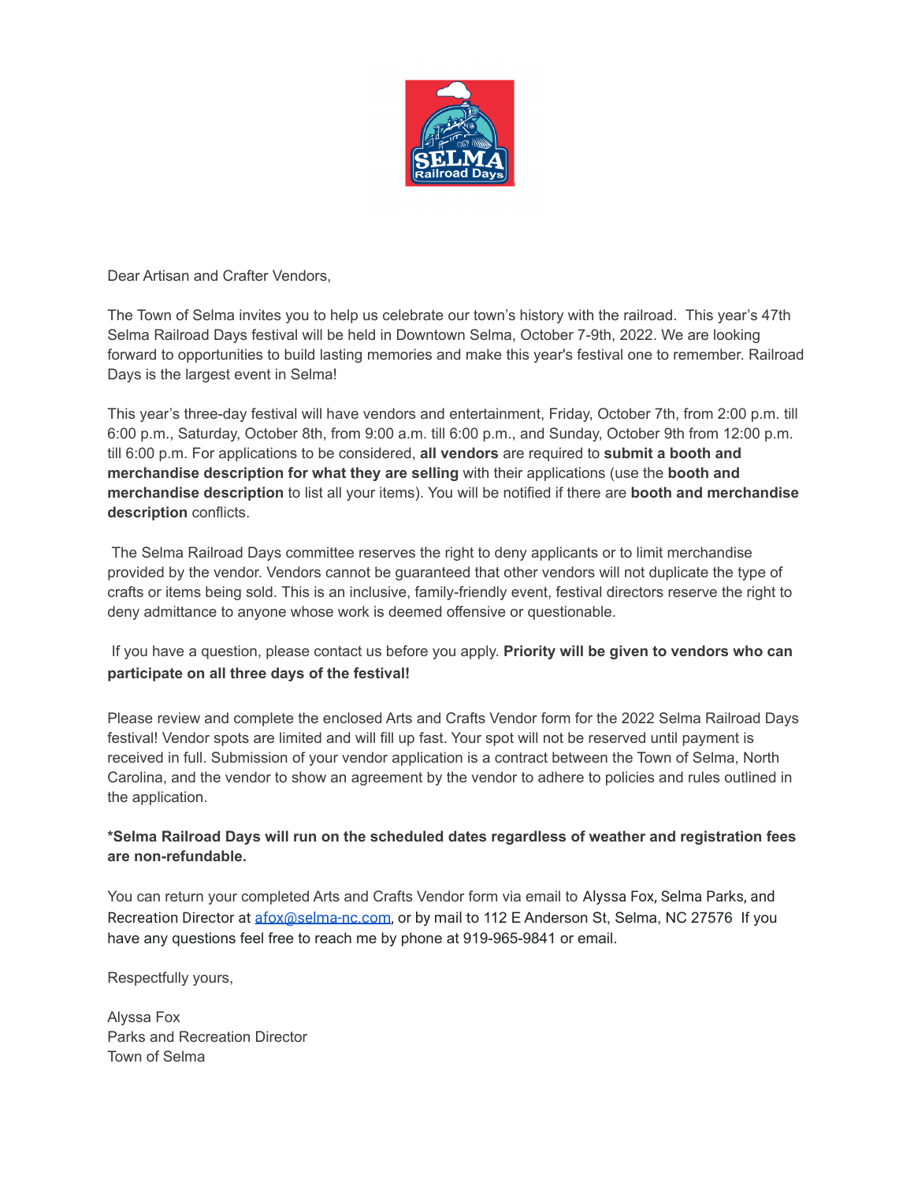Dear Artisan and Crafter Vendors,

The Town of Selma invites you to help us celebrate our town's history with the railroad. This year's 47th Selma Railroad Days festival will be held in Downtown Selma, October 7-9th, 2022. We are looking forward to opportunities to build lasting memories and make this year's festival one to remember. Railroad Days is the largest event in Selma!

This year's three-day festival will have vendors and entertainment, Friday, October 7th, from 2:00 p.m. till 6:00 p.m., Saturday, October 8th, from 9:00 a.m. till 6:00 p.m., and Sunday, October 9th from 12:00 p.m. till 6:00 p.m. For applications to be considered, **all vendors** are required to **submit a booth and merchandise description for what they are selling** with their applications (use the **booth and merchandise description** to list all your items). You will be notified if there are **booth and merchandise description** conflicts.

The Selma Railroad Days committee reserves the right to deny applicants or to limit merchandise provided by the vendor. Vendors cannot be guaranteed that other vendors will not duplicate the type of crafts or items being sold. This is an inclusive, family-friendly event, festival directors reserve the right to deny admittance to anyone whose work is deemed offensive or questionable.

If you have a question, please contact us before you apply. **Priority will be given to vendors who can participate on all three days of the festival!**

Please review and complete the enclosed Arts and Crafts Vendor form for the 2022 Selma Railroad Days festival! Vendor spots are limited and will fill up fast. Your spot will not be reserved until payment is received in full. Submission of your vendor application is a contract between the Town of Selma, North Carolina, and the vendor to show an agreement by the vendor to adhere to policies and rules outlined in the application.

**\*Selma Railroad Days will run on the scheduled dates regardless of weather and registration fees are non-refundable.**

You can return your completed Arts and Crafts Vendor form via email to Alyssa Fox, Selma Parks, and Recreation Director at afox@selma-nc.com, or by mail to 112 E Anderson St, Selma, NC 27576 If you have any questions feel free to reach me by phone at 919-965-9841 or email.

Respectfully yours,

Alyssa Fox
Parks and Recreation Director
Town of Selma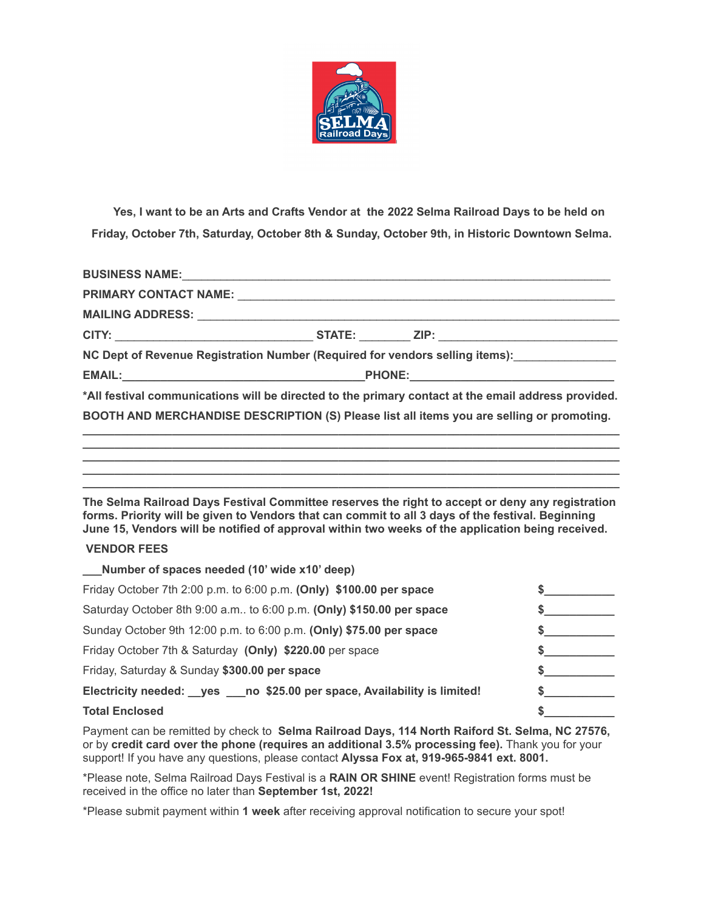**Yes, I want to be an Arts and Crafts Vendor at the 2022 Selma Railroad Days to be held on Friday, October 7th, Saturday, October 8th & Sunday, October 9th, in Historic Downtown Selma.**

**BUSINESS NAME:**___________________________________________________________________

**PRIMARY CONTACT NAME:** ___________________________________________________________

**MAILING ADDRESS:** _________________________________________________________________

**CITY:** ______________________________ **STATE:** ________ **ZIP:** ___________________________

**NC Dept of Revenue Registration Number (Required for vendors selling items):**_______________

**EMAIL:**_____________________________________**PHONE:**_______________________________

**\*All festival communications will be directed to the primary contact at the email address provided.**

**BOOTH AND MERCHANDISE DESCRIPTION (S) Please list all items you are selling or promoting.**

_______________________________________________________________________________

_______________________________________________________________________________

_______________________________________________________________________________

_______________________________________________________________________________

_______________________________________________________________________________

**The Selma Railroad Days Festival Committee reserves the right to accept or deny any registration forms. Priority will be given to Vendors that can commit to all 3 days of the festival. Beginning June 15, Vendors will be notified of approval within two weeks of the application being received.**

**VENDOR FEES**

**___Number of spaces needed (10' wide x10' deep)**

| | |
|---|---|
| Friday October 7th 2:00 p.m. to 6:00 p.m. **(Only) $100.00 per space** | $___________ |
| Saturday October 8th 9:00 a.m.. to 6:00 p.m. **(Only) $150.00 per space** | $___________ |
| Sunday October 9th 12:00 p.m. to 6:00 p.m. **(Only) $75.00 per space** | $___________ |
| Friday October 7th & Saturday **(Only) $220.00** per space | $___________ |
| Friday, Saturday & Sunday **$300.00 per space** | $___________ |
| **Electricity needed: __yes ___no $25.00 per space, Availability is limited!** | $___________ |
| **Total Enclosed** | $___________ |

Payment can be remitted by check to **Selma Railroad Days, 114 North Raiford St. Selma, NC 27576,** or by **credit card over the phone (requires an additional 3.5% processing fee).** Thank you for your support! If you have any questions, please contact **Alyssa Fox at, 919-965-9841 ext. 8001.**

\*Please note, Selma Railroad Days Festival is a **RAIN OR SHINE** event! Registration forms must be received in the office no later than **September 1st, 2022!**

\*Please submit payment within **1 week** after receiving approval notification to secure your spot!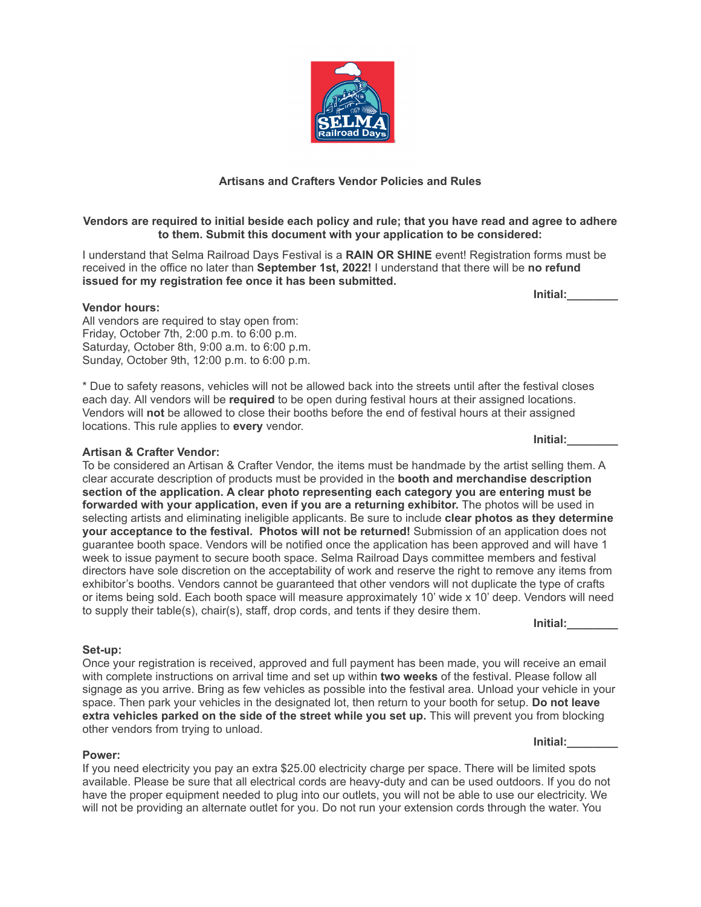### Artisans and Crafters Vendor Policies and Rules

**Vendors are required to initial beside each policy and rule; that you have read and agree to adhere to them. Submit this document with your application to be considered:**

I understand that Selma Railroad Days Festival is a **RAIN OR SHINE** event! Registration forms must be received in the office no later than **September 1st, 2022!** I understand that there will be **no refund issued for my registration fee once it has been submitted.**

**Initial:________**

**Vendor hours:**
All vendors are required to stay open from:
Friday, October 7th, 2:00 p.m. to 6:00 p.m.
Saturday, October 8th, 9:00 a.m. to 6:00 p.m.
Sunday, October 9th, 12:00 p.m. to 6:00 p.m.

* Due to safety reasons, vehicles will not be allowed back into the streets until after the festival closes each day. All vendors will be **required** to be open during festival hours at their assigned locations. Vendors will **not** be allowed to close their booths before the end of festival hours at their assigned locations. This rule applies to **every** vendor.

**Initial:________**

**Artisan & Crafter Vendor:**
To be considered an Artisan & Crafter Vendor, the items must be handmade by the artist selling them. A clear accurate description of products must be provided in the **booth and merchandise description section of the application. A clear photo representing each category you are entering must be forwarded with your application, even if you are a returning exhibitor.** The photos will be used in selecting artists and eliminating ineligible applicants. Be sure to include **clear photos as they determine your acceptance to the festival. Photos will not be returned!** Submission of an application does not guarantee booth space. Vendors will be notified once the application has been approved and will have 1 week to issue payment to secure booth space. Selma Railroad Days committee members and festival directors have sole discretion on the acceptability of work and reserve the right to remove any items from exhibitor's booths. Vendors cannot be guaranteed that other vendors will not duplicate the type of crafts or items being sold. Each booth space will measure approximately 10' wide x 10' deep. Vendors will need to supply their table(s), chair(s), staff, drop cords, and tents if they desire them.

**Initial:________**

**Set-up:**
Once your registration is received, approved and full payment has been made, you will receive an email with complete instructions on arrival time and set up within **two weeks** of the festival. Please follow all signage as you arrive. Bring as few vehicles as possible into the festival area. Unload your vehicle in your space. Then park your vehicles in the designated lot, then return to your booth for setup. **Do not leave extra vehicles parked on the side of the street while you set up.** This will prevent you from blocking other vendors from trying to unload.

**Initial:________**

**Power:**
If you need electricity you pay an extra $25.00 electricity charge per space. There will be limited spots available. Please be sure that all electrical cords are heavy-duty and can be used outdoors. If you do not have the proper equipment needed to plug into our outlets, you will not be able to use our electricity. We will not be providing an alternate outlet for you. Do not run your extension cords through the water. You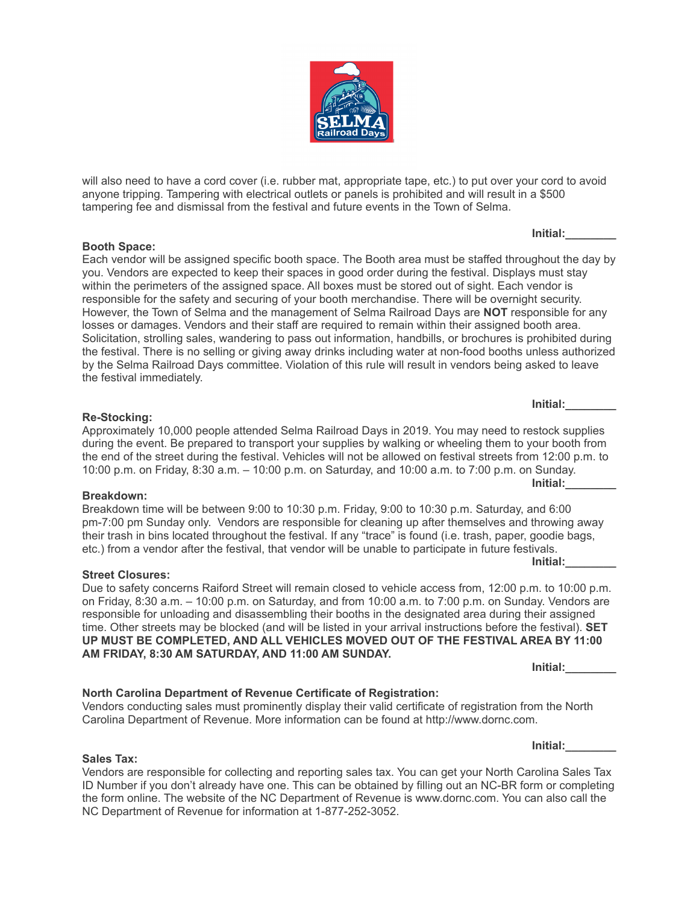will also need to have a cord cover (i.e. rubber mat, appropriate tape, etc.) to put over your cord to avoid anyone tripping. Tampering with electrical outlets or panels is prohibited and will result in a $500 tampering fee and dismissal from the festival and future events in the Town of Selma.

**Initial:________**

**Booth Space:**
Each vendor will be assigned specific booth space. The Booth area must be staffed throughout the day by you. Vendors are expected to keep their spaces in good order during the festival. Displays must stay within the perimeters of the assigned space. All boxes must be stored out of sight. Each vendor is responsible for the safety and securing of your booth merchandise. There will be overnight security. However, the Town of Selma and the management of Selma Railroad Days are **NOT** responsible for any losses or damages. Vendors and their staff are required to remain within their assigned booth area. Solicitation, strolling sales, wandering to pass out information, handbills, or brochures is prohibited during the festival. There is no selling or giving away drinks including water at non-food booths unless authorized by the Selma Railroad Days committee. Violation of this rule will result in vendors being asked to leave the festival immediately.

**Initial:________**

**Re-Stocking:**
Approximately 10,000 people attended Selma Railroad Days in 2019. You may need to restock supplies during the event. Be prepared to transport your supplies by walking or wheeling them to your booth from the end of the street during the festival. Vehicles will not be allowed on festival streets from 12:00 p.m. to 10:00 p.m. on Friday, 8:30 a.m. – 10:00 p.m. on Saturday, and 10:00 a.m. to 7:00 p.m. on Sunday.

**Initial:________**

**Breakdown:**
Breakdown time will be between 9:00 to 10:30 p.m. Friday, 9:00 to 10:30 p.m. Saturday, and 6:00 pm-7:00 pm Sunday only. Vendors are responsible for cleaning up after themselves and throwing away their trash in bins located throughout the festival. If any "trace" is found (i.e. trash, paper, goodie bags, etc.) from a vendor after the festival, that vendor will be unable to participate in future festivals.

**Initial:________**

**Street Closures:**
Due to safety concerns Raiford Street will remain closed to vehicle access from, 12:00 p.m. to 10:00 p.m. on Friday, 8:30 a.m. – 10:00 p.m. on Saturday, and from 10:00 a.m. to 7:00 p.m. on Sunday. Vendors are responsible for unloading and disassembling their booths in the designated area during their assigned time. Other streets may be blocked (and will be listed in your arrival instructions before the festival). **SET UP MUST BE COMPLETED, AND ALL VEHICLES MOVED OUT OF THE FESTIVAL AREA BY 11:00 AM FRIDAY, 8:30 AM SATURDAY, AND 11:00 AM SUNDAY.**

**Initial:________**

**North Carolina Department of Revenue Certificate of Registration:**
Vendors conducting sales must prominently display their valid certificate of registration from the North Carolina Department of Revenue. More information can be found at http://www.dornc.com.

**Initial:________**

**Sales Tax:**
Vendors are responsible for collecting and reporting sales tax. You can get your North Carolina Sales Tax ID Number if you don't already have one. This can be obtained by filling out an NC-BR form or completing the form online. The website of the NC Department of Revenue is www.dornc.com. You can also call the NC Department of Revenue for information at 1-877-252-3052.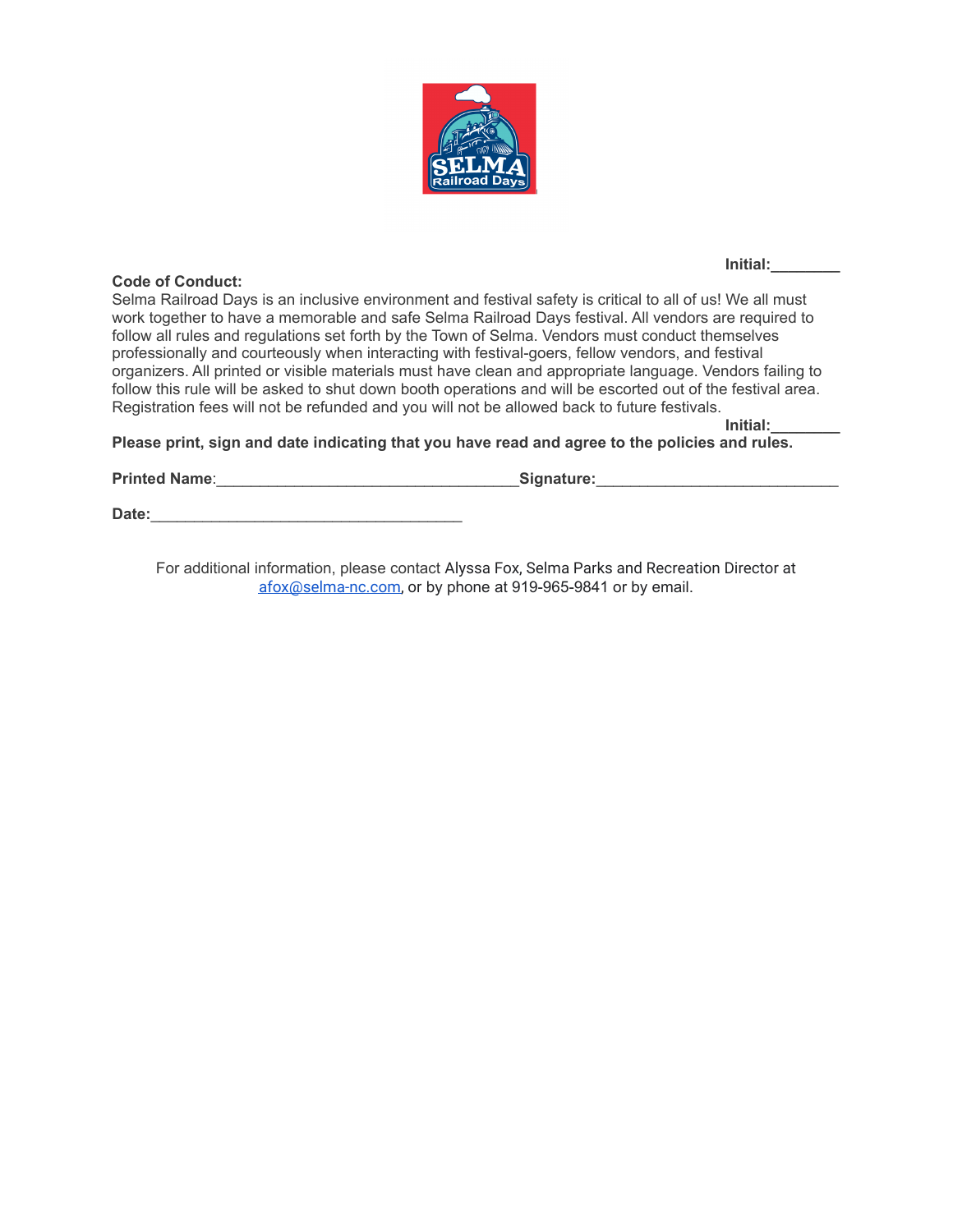**Initial:________**

**Code of Conduct:**

Selma Railroad Days is an inclusive environment and festival safety is critical to all of us! We all must work together to have a memorable and safe Selma Railroad Days festival. All vendors are required to follow all rules and regulations set forth by the Town of Selma. Vendors must conduct themselves professionally and courteously when interacting with festival-goers, fellow vendors, and festival organizers. All printed or visible materials must have clean and appropriate language. Vendors failing to follow this rule will be asked to shut down booth operations and will be escorted out of the festival area. Registration fees will not be refunded and you will not be allowed back to future festivals.

**Initial:________**

**Please print, sign and date indicating that you have read and agree to the policies and rules.**

**Printed Name**:___________________________________**Signature:**____________________________

**Date:**____________________________________

For additional information, please contact Alyssa Fox, Selma Parks and Recreation Director at [afox@selma-nc.com](mailto:afox@selma-nc.com), or by phone at 919-965-9841 or by email.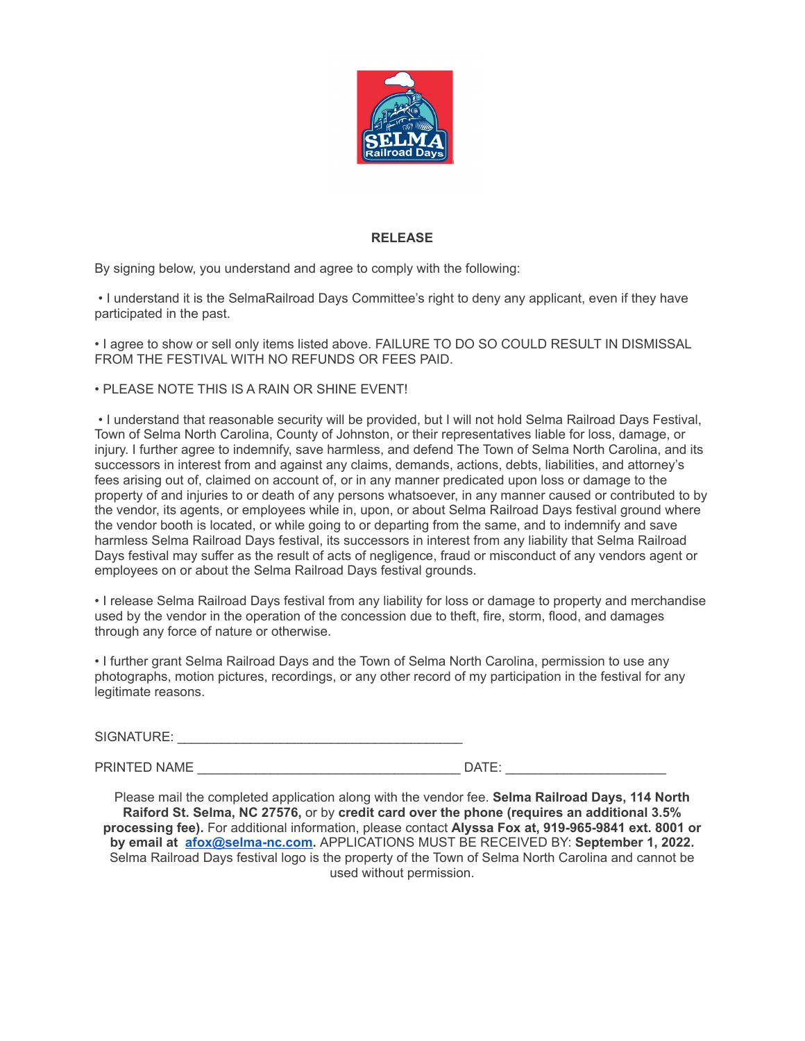## RELEASE

By signing below, you understand and agree to comply with the following:

• I understand it is the SelmaRailroad Days Committee's right to deny any applicant, even if they have participated in the past.

• I agree to show or sell only items listed above. FAILURE TO DO SO COULD RESULT IN DISMISSAL FROM THE FESTIVAL WITH NO REFUNDS OR FEES PAID.

• PLEASE NOTE THIS IS A RAIN OR SHINE EVENT!

• I understand that reasonable security will be provided, but I will not hold Selma Railroad Days Festival, Town of Selma North Carolina, County of Johnston, or their representatives liable for loss, damage, or injury. I further agree to indemnify, save harmless, and defend The Town of Selma North Carolina, and its successors in interest from and against any claims, demands, actions, debts, liabilities, and attorney's fees arising out of, claimed on account of, or in any manner predicated upon loss or damage to the property of and injuries to or death of any persons whatsoever, in any manner caused or contributed to by the vendor, its agents, or employees while in, upon, or about Selma Railroad Days festival ground where the vendor booth is located, or while going to or departing from the same, and to indemnify and save harmless Selma Railroad Days festival, its successors in interest from any liability that Selma Railroad Days festival may suffer as the result of acts of negligence, fraud or misconduct of any vendors agent or employees on or about the Selma Railroad Days festival grounds.

• I release Selma Railroad Days festival from any liability for loss or damage to property and merchandise used by the vendor in the operation of the concession due to theft, fire, storm, flood, and damages through any force of nature or otherwise.

• I further grant Selma Railroad Days and the Town of Selma North Carolina, permission to use any photographs, motion pictures, recordings, or any other record of my participation in the festival for any legitimate reasons.

SIGNATURE: ______________________________________

PRINTED NAME ___________________________________ DATE: ____________________

Please mail the completed application along with the vendor fee. **Selma Railroad Days, 114 North Raiford St. Selma, NC 27576,** or by **credit card over the phone (requires an additional 3.5% processing fee).** For additional information, please contact **Alyssa Fox at, 919-965-9841 ext. 8001 or by email at afox@selma-nc.com.** APPLICATIONS MUST BE RECEIVED BY: **September 1, 2022.** Selma Railroad Days festival logo is the property of the Town of Selma North Carolina and cannot be used without permission.